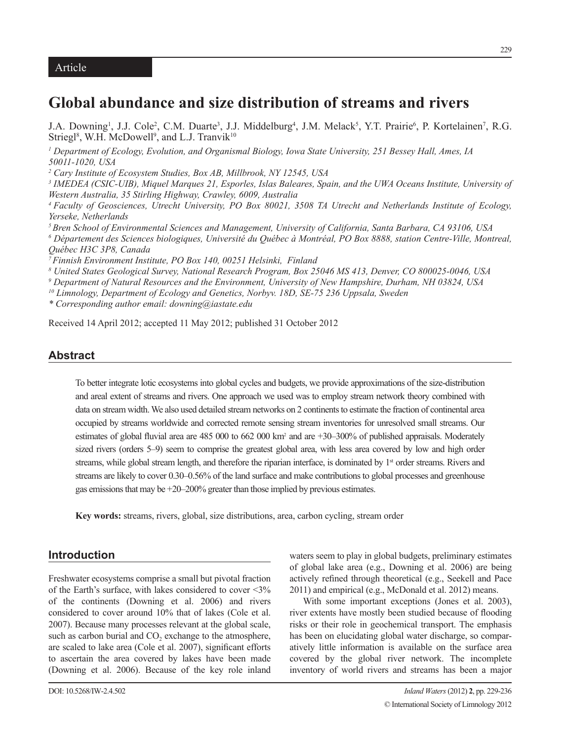Article

# Global abundance and size distribution of streams and rivers

J.A. Downing[1], J.J. Cole[2], C.M. Duarte[3], J.J. Middelburg[4], J.M. Melack[5], Y.T. Prairie[6], P. Kortelainen[7], R.G. Striegl[8], W.H. McDowell[9], and L.J. Tranvik[10]

*[1] Department of Ecology, Evolution, and Organismal Biology, Iowa State University, 251 Bessey Hall, Ames, IA 50011-1020, USA*

*[2] Cary Institute of Ecosystem Studies, Box AB, Millbrook, NY 12545, USA*

*[3] IMEDEA (CSIC-UIB), Miquel Marques 21, Esporles, Islas Baleares, Spain, and the UWA Oceans Institute, University of Western Australia, 35 Stirling Highway, Crawley, 6009, Australia*

*[4] Faculty of Geosciences, Utrecht University, PO Box 80021, 3508 TA Utrecht and Netherlands Institute of Ecology, Yerseke, Netherlands*

*[5] Bren School of Environmental Sciences and Management, University of California, Santa Barbara, CA 93106, USA*

*[6] Département des Sciences biologiques, Université du Québec à Montréal, PO Box 8888, station Centre-Ville, Montreal, Québec H3C 3P8, Canada*

*[7] Finnish Environment Institute, PO Box 140, 00251 Helsinki, Finland*

*[8] United States Geological Survey, National Research Program, Box 25046 MS 413, Denver, CO 800025-0046, USA*

*[9] Department of Natural Resources and the Environment, University of New Hampshire, Durham, NH 03824, USA*

*[10] Limnology, Department of Ecology and Genetics, Norbyv. 18D, SE-75 236 Uppsala, Sweden*

*\* Corresponding author email: downing@iastate.edu*

Received 14 April 2012; accepted 11 May 2012; published 31 October 2012

## Abstract

To better integrate lotic ecosystems into global cycles and budgets, we provide approximations of the size-distribution and areal extent of streams and rivers. One approach we used was to employ stream network theory combined with data on stream width. We also used detailed stream networks on 2 continents to estimate the fraction of continental area occupied by streams worldwide and corrected remote sensing stream inventories for unresolved small streams. Our estimates of global fluvial area are 485 000 to 662 000 $km^2$ and are +30–300% of published appraisals. Moderately sized rivers (orders 5–9) seem to comprise the greatest global area, with less area covered by low and high order streams, while global stream length, and therefore the riparian interface, is dominated by 1st order streams. Rivers and streams are likely to cover 0.30–0.56% of the land surface and make contributions to global processes and greenhouse gas emissions that may be +20–200% greater than those implied by previous estimates.

**Key words:** streams, rivers, global, size distributions, area, carbon cycling, stream order

## Introduction

Freshwater ecosystems comprise a small but pivotal fraction of the Earth's surface, with lakes considered to cover <3% of the continents (Downing et al. 2006) and rivers considered to cover around 10% that of lakes (Cole et al. 2007). Because many processes relevant at the global scale, such as carbon burial and $CO_2$ exchange to the atmosphere, are scaled to lake area (Cole et al. 2007), significant efforts to ascertain the area covered by lakes have been made (Downing et al. 2006). Because of the key role inland waters seem to play in global budgets, preliminary estimates of global lake area (e.g., Downing et al. 2006) are being actively refined through theoretical (e.g., Seekell and Pace 2011) and empirical (e.g., McDonald et al. 2012) means.

With some important exceptions (Jones et al. 2003), river extents have mostly been studied because of flooding risks or their role in geochemical transport. The emphasis has been on elucidating global water discharge, so comparatively little information is available on the surface area covered by the global river network. The incomplete inventory of world rivers and streams has been a major

DOI: 10.5268/IW-2.4.502

© International Society of Limnology 2012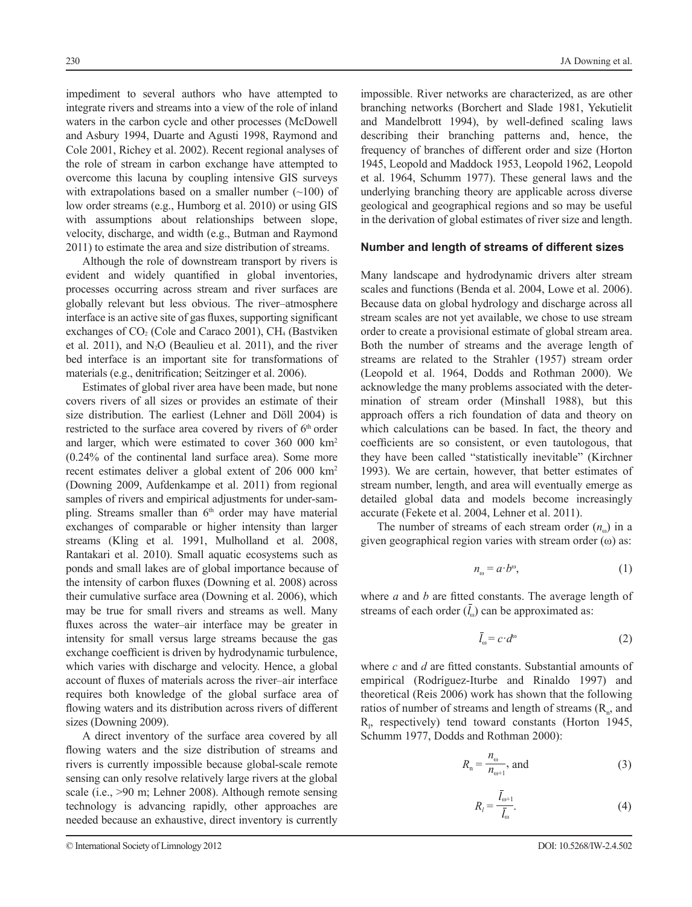impediment to several authors who have attempted to integrate rivers and streams into a view of the role of inland waters in the carbon cycle and other processes (McDowell and Asbury 1994, Duarte and Agusti 1998, Raymond and Cole 2001, Richey et al. 2002). Recent regional analyses of the role of stream in carbon exchange have attempted to overcome this lacuna by coupling intensive GIS surveys with extrapolations based on a smaller number (~100) of low order streams (e.g., Humborg et al. 2010) or using GIS with assumptions about relationships between slope, velocity, discharge, and width (e.g., Butman and Raymond 2011) to estimate the area and size distribution of streams.

Although the role of downstream transport by rivers is evident and widely quantified in global inventories, processes occurring across stream and river surfaces are globally relevant but less obvious. The river–atmosphere interface is an active site of gas fluxes, supporting significant exchanges of $CO_2$ (Cole and Caraco 2001), $CH_4$ (Bastviken et al. 2011), and $N_2O$ (Beaulieu et al. 2011), and the river bed interface is an important site for transformations of materials (e.g., denitrification; Seitzinger et al. 2006).

Estimates of global river area have been made, but none covers rivers of all sizes or provides an estimate of their size distribution. The earliest (Lehner and Döll 2004) is restricted to the surface area covered by rivers of $6^{th}$ order and larger, which were estimated to cover 360 000 km$^2$ (0.24% of the continental land surface area). Some more recent estimates deliver a global extent of 206 000 km$^2$ (Downing 2009, Aufdenkampe et al. 2011) from regional samples of rivers and empirical adjustments for under-sampling. Streams smaller than $6^{th}$ order may have material exchanges of comparable or higher intensity than larger streams (Kling et al. 1991, Mulholland et al. 2008, Rantakari et al. 2010). Small aquatic ecosystems such as ponds and small lakes are of global importance because of the intensity of carbon fluxes (Downing et al. 2008) across their cumulative surface area (Downing et al. 2006), which may be true for small rivers and streams as well. Many fluxes across the water–air interface may be greater in intensity for small versus large streams because the gas exchange coefficient is driven by hydrodynamic turbulence, which varies with discharge and velocity. Hence, a global account of fluxes of materials across the river–air interface requires both knowledge of the global surface area of flowing waters and its distribution across rivers of different sizes (Downing 2009).

A direct inventory of the surface area covered by all flowing waters and the size distribution of streams and rivers is currently impossible because global-scale remote sensing can only resolve relatively large rivers at the global scale (i.e., >90 m; Lehner 2008). Although remote sensing technology is advancing rapidly, other approaches are needed because an exhaustive, direct inventory is currently impossible. River networks are characterized, as are other branching networks (Borchert and Slade 1981, Yekutielit and Mandelbrott 1994), by well-defined scaling laws describing their branching patterns and, hence, the frequency of branches of different order and size (Horton 1945, Leopold and Maddock 1953, Leopold 1962, Leopold et al. 1964, Schumm 1977). These general laws and the underlying branching theory are applicable across diverse geological and geographical regions and so may be useful in the derivation of global estimates of river size and length.

## Number and length of streams of different sizes

Many landscape and hydrodynamic drivers alter stream scales and functions (Benda et al. 2004, Lowe et al. 2006). Because data on global hydrology and discharge across all stream scales are not yet available, we chose to use stream order to create a provisional estimate of global stream area. Both the number of streams and the average length of streams are related to the Strahler (1957) stream order (Leopold et al. 1964, Dodds and Rothman 2000). We acknowledge the many problems associated with the determination of stream order (Minshall 1988), but this approach offers a rich foundation of data and theory on which calculations can be based. In fact, the theory and coefficients are so consistent, or even tautologous, that they have been called "statistically inevitable" (Kirchner 1993). We are certain, however, that better estimates of stream number, length, and area will eventually emerge as detailed global data and models become increasingly accurate (Fekete et al. 2004, Lehner et al. 2011).

The number of streams of each stream order ($n_\omega$) in a given geographical region varies with stream order ($\omega$) as:

$$n_\omega = a \cdot b^\omega, \tag{1}$$

where $a$ and $b$ are fitted constants. The average length of streams of each order ($\bar{l}_\omega$) can be approximated as:

$$\bar{l}_\omega = c \cdot d^\omega \tag{2}$$

where $c$ and $d$ are fitted constants. Substantial amounts of empirical (Rodríguez-Iturbe and Rinaldo 1997) and theoretical (Reis 2006) work has shown that the following ratios of number of streams and length of streams ($R_n$, and $R_l$, respectively) tend toward constants (Horton 1945, Schumm 1977, Dodds and Rothman 2000):

$$R_n = \frac{n_\omega}{n_{\omega+1}}, \text{ and} \tag{3}$$

$$R_l = \frac{\bar{l}_{\omega+1}}{\bar{l}_\omega}. \tag{4}$$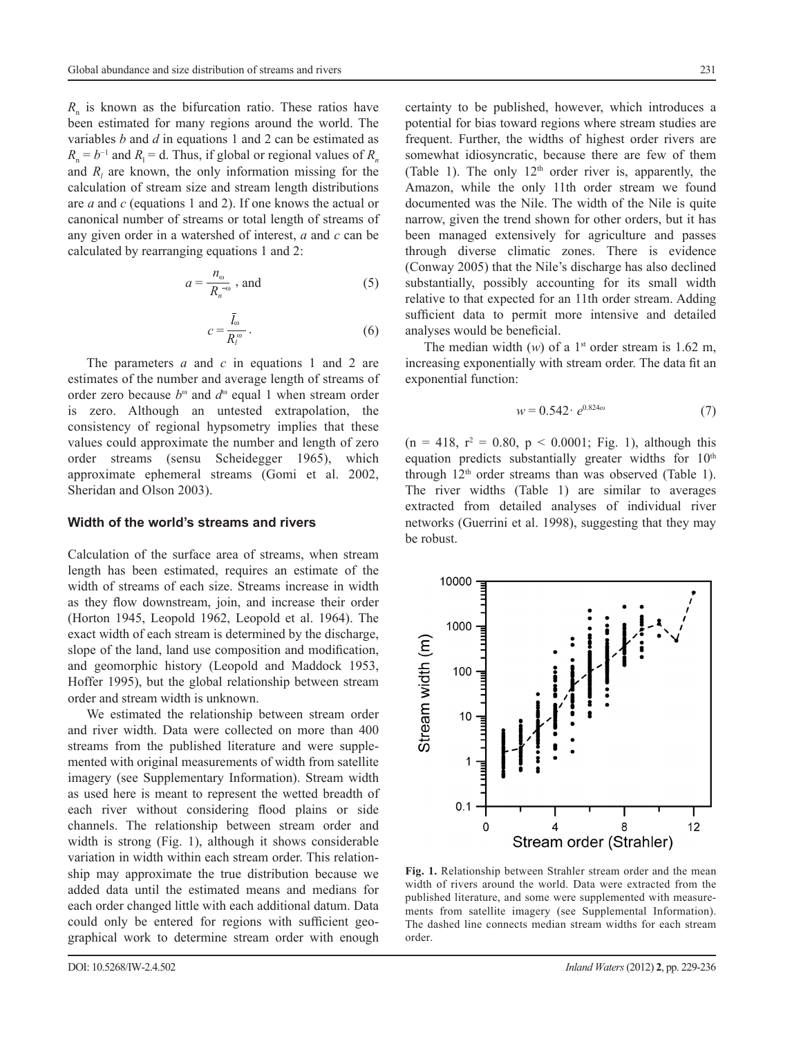$R_n$ is known as the bifurcation ratio. These ratios have been estimated for many regions around the world. The variables $b$ and $d$ in equations 1 and 2 can be estimated as $R_n = b^{-1}$ and $R_l = d$. Thus, if global or regional values of $R_n$ and $R_l$ are known, the only information missing for the calculation of stream size and stream length distributions are $a$ and $c$ (equations 1 and 2). If one knows the actual or canonical number of streams or total length of streams of any given order in a watershed of interest, $a$ and $c$ can be calculated by rearranging equations 1 and 2:

$$a = \frac{n_\omega}{R_n^{-\omega}}\text{, and} \tag{5}$$

$$c = \frac{\bar{l}_\omega}{R_l^{\omega}}. \tag{6}$$

The parameters $a$ and $c$ in equations 1 and 2 are estimates of the number and average length of streams of order zero because $b^\omega$ and $d^\omega$ equal 1 when stream order is zero. Although an untested extrapolation, the consistency of regional hypsometry implies that these values could approximate the number and length of zero order streams (sensu Scheidegger 1965), which approximate ephemeral streams (Gomi et al. 2002, Sheridan and Olson 2003).

### Width of the world's streams and rivers

Calculation of the surface area of streams, when stream length has been estimated, requires an estimate of the width of streams of each size. Streams increase in width as they flow downstream, join, and increase their order (Horton 1945, Leopold 1962, Leopold et al. 1964). The exact width of each stream is determined by the discharge, slope of the land, land use composition and modification, and geomorphic history (Leopold and Maddock 1953, Hoffer 1995), but the global relationship between stream order and stream width is unknown.

We estimated the relationship between stream order and river width. Data were collected on more than 400 streams from the published literature and were supplemented with original measurements of width from satellite imagery (see Supplementary Information). Stream width as used here is meant to represent the wetted breadth of each river without considering flood plains or side channels. The relationship between stream order and width is strong (Fig. 1), although it shows considerable variation in width within each stream order. This relationship may approximate the true distribution because we added data until the estimated means and medians for each order changed little with each additional datum. Data could only be entered for regions with sufficient geographical work to determine stream order with enough certainty to be published, however, which introduces a potential for bias toward regions where stream studies are frequent. Further, the widths of highest order rivers are somewhat idiosyncratic, because there are few of them (Table 1). The only 12th order river is, apparently, the Amazon, while the only 11th order stream we found documented was the Nile. The width of the Nile is quite narrow, given the trend shown for other orders, but it has been managed extensively for agriculture and passes through diverse climatic zones. There is evidence (Conway 2005) that the Nile's discharge has also declined substantially, possibly accounting for its small width relative to that expected for an 11th order stream. Adding sufficient data to permit more intensive and detailed analyses would be beneficial.

The median width ($w$) of a 1st order stream is 1.62 m, increasing exponentially with stream order. The data fit an exponential function:

$$w = 0.542 \cdot e^{0.824\omega} \tag{7}$$

($n = 418$, $r^2 = 0.80$, $p < 0.0001$; Fig. 1), although this equation predicts substantially greater widths for 10th through 12th order streams than was observed (Table 1). The river widths (Table 1) are similar to averages extracted from detailed analyses of individual river networks (Guerrini et al. 1998), suggesting that they may be robust.

**Fig. 1.** Relationship between Strahler stream order and the mean width of rivers around the world. Data were extracted from the published literature, and some were supplemented with measurements from satellite imagery (see Supplemental Information). The dashed line connects median stream widths for each stream order.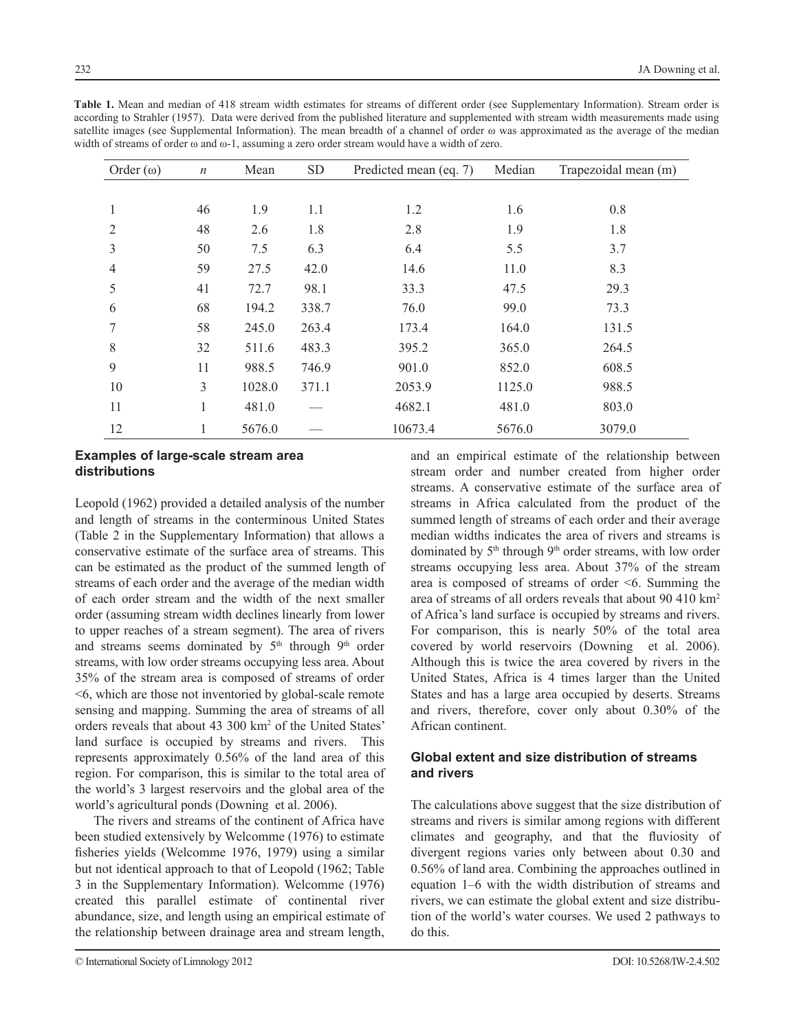**Table 1.** Mean and median of 418 stream width estimates for streams of different order (see Supplementary Information). Stream order is according to Strahler (1957). Data were derived from the published literature and supplemented with stream width measurements made using satellite images (see Supplemental Information). The mean breadth of a channel of order ω was approximated as the average of the median width of streams of order ω and ω-1, assuming a zero order stream would have a width of zero.

| Order (ω) | *n* | Mean | SD | Predicted mean (eq. 7) | Median | Trapezoidal mean (m) |
|---|---|---|---|---|---|---|
| 1 | 46 | 1.9 | 1.1 | 1.2 | 1.6 | 0.8 |
| 2 | 48 | 2.6 | 1.8 | 2.8 | 1.9 | 1.8 |
| 3 | 50 | 7.5 | 6.3 | 6.4 | 5.5 | 3.7 |
| 4 | 59 | 27.5 | 42.0 | 14.6 | 11.0 | 8.3 |
| 5 | 41 | 72.7 | 98.1 | 33.3 | 47.5 | 29.3 |
| 6 | 68 | 194.2 | 338.7 | 76.0 | 99.0 | 73.3 |
| 7 | 58 | 245.0 | 263.4 | 173.4 | 164.0 | 131.5 |
| 8 | 32 | 511.6 | 483.3 | 395.2 | 365.0 | 264.5 |
| 9 | 11 | 988.5 | 746.9 | 901.0 | 852.0 | 608.5 |
| 10 | 3 | 1028.0 | 371.1 | 2053.9 | 1125.0 | 988.5 |
| 11 | 1 | 481.0 | — | 4682.1 | 481.0 | 803.0 |
| 12 | 1 | 5676.0 | — | 10673.4 | 5676.0 | 3079.0 |

## Examples of large-scale stream area distributions

Leopold (1962) provided a detailed analysis of the number and length of streams in the conterminous United States (Table 2 in the Supplementary Information) that allows a conservative estimate of the surface area of streams. This can be estimated as the product of the summed length of streams of each order and the average of the median width of each order stream and the width of the next smaller order (assuming stream width declines linearly from lower to upper reaches of a stream segment). The area of rivers and streams seems dominated by 5th through 9th order streams, with low order streams occupying less area. About 35% of the stream area is composed of streams of order <6, which are those not inventoried by global-scale remote sensing and mapping. Summing the area of streams of all orders reveals that about 43 300 km$^2$ of the United States' land surface is occupied by streams and rivers. This represents approximately 0.56% of the land area of this region. For comparison, this is similar to the total area of the world's 3 largest reservoirs and the global area of the world's agricultural ponds (Downing et al. 2006).

The rivers and streams of the continent of Africa have been studied extensively by Welcomme (1976) to estimate fisheries yields (Welcomme 1976, 1979) using a similar but not identical approach to that of Leopold (1962; Table 3 in the Supplementary Information). Welcomme (1976) created this parallel estimate of continental river abundance, size, and length using an empirical estimate of the relationship between drainage area and stream length, and an empirical estimate of the relationship between stream order and number created from higher order streams. A conservative estimate of the surface area of streams in Africa calculated from the product of the summed length of streams of each order and their average median widths indicates the area of rivers and streams is dominated by 5th through 9th order streams, with low order streams occupying less area. About 37% of the stream area is composed of streams of order <6. Summing the area of streams of all orders reveals that about 90 410 km$^2$ of Africa's land surface is occupied by streams and rivers. For comparison, this is nearly 50% of the total area covered by world reservoirs (Downing et al. 2006). Although this is twice the area covered by rivers in the United States, Africa is 4 times larger than the United States and has a large area occupied by deserts. Streams and rivers, therefore, cover only about 0.30% of the African continent.

## Global extent and size distribution of streams and rivers

The calculations above suggest that the size distribution of streams and rivers is similar among regions with different climates and geography, and that the fluviosity of divergent regions varies only between about 0.30 and 0.56% of land area. Combining the approaches outlined in equation 1–6 with the width distribution of streams and rivers, we can estimate the global extent and size distribution of the world's water courses. We used 2 pathways to do this.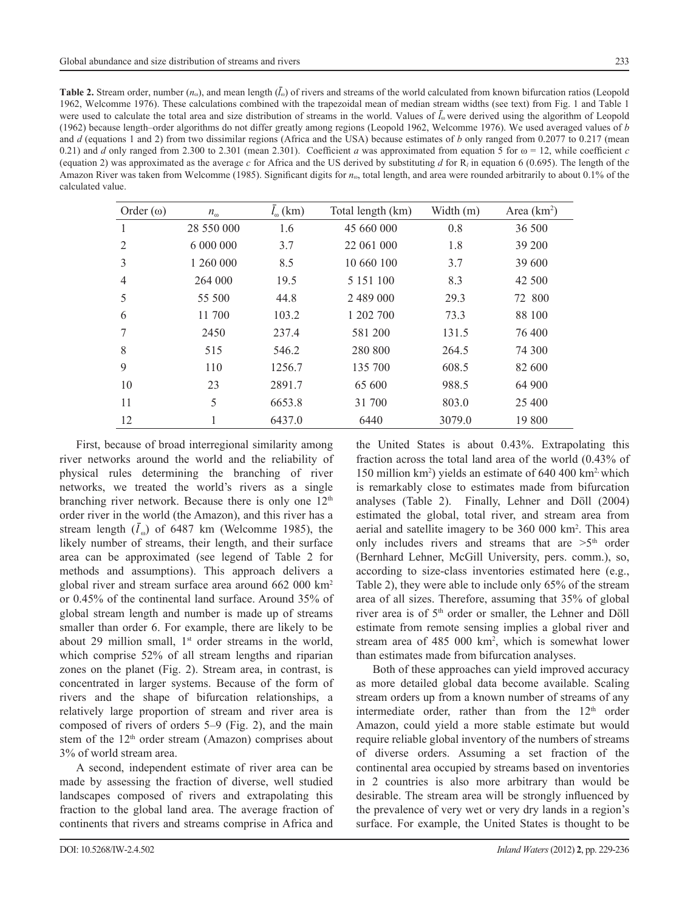**Table 2.** Stream order, number ($n_\omega$), and mean length ($\bar{l}_\omega$) of rivers and streams of the world calculated from known bifurcation ratios (Leopold 1962, Welcomme 1976). These calculations combined with the trapezoidal mean of median stream widths (see text) from Fig. 1 and Table 1 were used to calculate the total area and size distribution of streams in the world. Values of $\bar{l}_\omega$ were derived using the algorithm of Leopold (1962) because length–order algorithms do not differ greatly among regions (Leopold 1962, Welcomme 1976). We used averaged values of *b* and *d* (equations 1 and 2) from two dissimilar regions (Africa and the USA) because estimates of *b* only ranged from 0.2077 to 0.217 (mean 0.21) and *d* only ranged from 2.300 to 2.301 (mean 2.301). Coefficient *a* was approximated from equation 5 for ω = 12, while coefficient *c* (equation 2) was approximated as the average *c* for Africa and the US derived by substituting *d* for $R_l$ in equation 6 (0.695). The length of the Amazon River was taken from Welcomme (1985). Significant digits for $n_\omega$, total length, and area were rounded arbitrarily to about 0.1% of the calculated value.

| Order (ω) | $n_\omega$ | $\bar{l}_\omega$ (km) | Total length (km) | Width (m) | Area (km$^2$) |
|---|---|---|---|---|---|
| 1 | 28 550 000 | 1.6 | 45 660 000 | 0.8 | 36 500 |
| 2 | 6 000 000 | 3.7 | 22 061 000 | 1.8 | 39 200 |
| 3 | 1 260 000 | 8.5 | 10 660 100 | 3.7 | 39 600 |
| 4 | 264 000 | 19.5 | 5 151 100 | 8.3 | 42 500 |
| 5 | 55 500 | 44.8 | 2 489 000 | 29.3 | 72 800 |
| 6 | 11 700 | 103.2 | 1 202 700 | 73.3 | 88 100 |
| 7 | 2450 | 237.4 | 581 200 | 131.5 | 76 400 |
| 8 | 515 | 546.2 | 280 800 | 264.5 | 74 300 |
| 9 | 110 | 1256.7 | 135 700 | 608.5 | 82 600 |
| 10 | 23 | 2891.7 | 65 600 | 988.5 | 64 900 |
| 11 | 5 | 6653.8 | 31 700 | 803.0 | 25 400 |
| 12 | 1 | 6437.0 | 6440 | 3079.0 | 19 800 |

First, because of broad interregional similarity among river networks around the world and the reliability of physical rules determining the branching of river networks, we treated the world's rivers as a single branching river network. Because there is only one 12th order river in the world (the Amazon), and this river has a stream length ($\bar{l}_\omega$) of 6487 km (Welcomme 1985), the likely number of streams, their length, and their surface area can be approximated (see legend of Table 2 for methods and assumptions). This approach delivers a global river and stream surface area around 662 000 km$^2$ or 0.45% of the continental land surface. Around 35% of global stream length and number is made up of streams smaller than order 6. For example, there are likely to be about 29 million small, 1st order streams in the world, which comprise 52% of all stream lengths and riparian zones on the planet (Fig. 2). Stream area, in contrast, is concentrated in larger systems. Because of the form of rivers and the shape of bifurcation relationships, a relatively large proportion of stream and river area is composed of rivers of orders 5–9 (Fig. 2), and the main stem of the 12th order stream (Amazon) comprises about 3% of world stream area.

A second, independent estimate of river area can be made by assessing the fraction of diverse, well studied landscapes composed of rivers and extrapolating this fraction to the global land area. The average fraction of continents that rivers and streams comprise in Africa and the United States is about 0.43%. Extrapolating this fraction across the total land area of the world (0.43% of 150 million km$^2$) yields an estimate of 640 400 km$^2$, which is remarkably close to estimates made from bifurcation analyses (Table 2). Finally, Lehner and Döll (2004) estimated the global, total river, and stream area from aerial and satellite imagery to be 360 000 km$^2$. This area only includes rivers and streams that are >5th order (Bernhard Lehner, McGill University, pers. comm.), so, according to size-class inventories estimated here (e.g., Table 2), they were able to include only 65% of the stream area of all sizes. Therefore, assuming that 35% of global river area is of 5th order or smaller, the Lehner and Döll estimate from remote sensing implies a global river and stream area of 485 000 km$^2$, which is somewhat lower than estimates made from bifurcation analyses.

Both of these approaches can yield improved accuracy as more detailed global data become available. Scaling stream orders up from a known number of streams of any intermediate order, rather than from the 12th order Amazon, could yield a more stable estimate but would require reliable global inventory of the numbers of streams of diverse orders. Assuming a set fraction of the continental area occupied by streams based on inventories in 2 countries is also more arbitrary than would be desirable. The stream area will be strongly influenced by the prevalence of very wet or very dry lands in a region's surface. For example, the United States is thought to be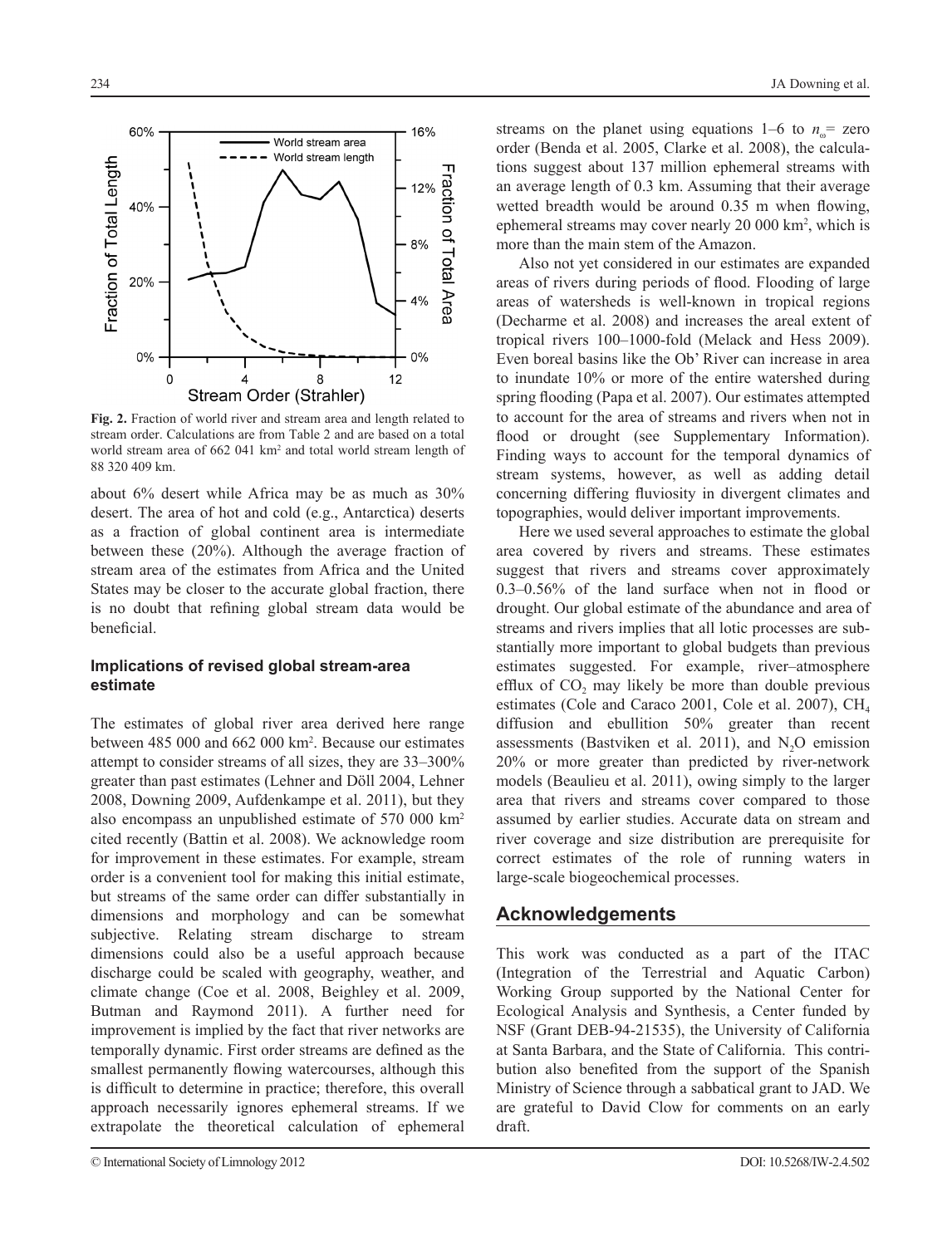**Fig. 2.** Fraction of world river and stream area and length related to stream order. Calculations are from Table 2 and are based on a total world stream area of 662 041 km$^2$ and total world stream length of 88 320 409 km.

about 6% desert while Africa may be as much as 30% desert. The area of hot and cold (e.g., Antarctica) deserts as a fraction of global continent area is intermediate between these (20%). Although the average fraction of stream area of the estimates from Africa and the United States may be closer to the accurate global fraction, there is no doubt that refining global stream data would be beneficial.

### Implications of revised global stream-area estimate

The estimates of global river area derived here range between 485 000 and 662 000 km$^2$. Because our estimates attempt to consider streams of all sizes, they are 33–300% greater than past estimates (Lehner and Döll 2004, Lehner 2008, Downing 2009, Aufdenkampe et al. 2011), but they also encompass an unpublished estimate of 570 000 km$^2$ cited recently (Battin et al. 2008). We acknowledge room for improvement in these estimates. For example, stream order is a convenient tool for making this initial estimate, but streams of the same order can differ substantially in dimensions and morphology and can be somewhat subjective. Relating stream discharge to stream dimensions could also be a useful approach because discharge could be scaled with geography, weather, and climate change (Coe et al. 2008, Beighley et al. 2009, Butman and Raymond 2011). A further need for improvement is implied by the fact that river networks are temporally dynamic. First order streams are defined as the smallest permanently flowing watercourses, although this is difficult to determine in practice; therefore, this overall approach necessarily ignores ephemeral streams. If we extrapolate the theoretical calculation of ephemeral streams on the planet using equations 1–6 to $n_\omega$= zero order (Benda et al. 2005, Clarke et al. 2008), the calculations suggest about 137 million ephemeral streams with an average length of 0.3 km. Assuming that their average wetted breadth would be around 0.35 m when flowing, ephemeral streams may cover nearly 20 000 km$^2$, which is more than the main stem of the Amazon.

Also not yet considered in our estimates are expanded areas of rivers during periods of flood. Flooding of large areas of watersheds is well-known in tropical regions (Decharme et al. 2008) and increases the areal extent of tropical rivers 100–1000-fold (Melack and Hess 2009). Even boreal basins like the Ob' River can increase in area to inundate 10% or more of the entire watershed during spring flooding (Papa et al. 2007). Our estimates attempted to account for the area of streams and rivers when not in flood or drought (see Supplementary Information). Finding ways to account for the temporal dynamics of stream systems, however, as well as adding detail concerning differing fluviosity in divergent climates and topographies, would deliver important improvements.

Here we used several approaches to estimate the global area covered by rivers and streams. These estimates suggest that rivers and streams cover approximately 0.3–0.56% of the land surface when not in flood or drought. Our global estimate of the abundance and area of streams and rivers implies that all lotic processes are substantially more important to global budgets than previous estimates suggested. For example, river–atmosphere efflux of $CO_2$ may likely be more than double previous estimates (Cole and Caraco 2001, Cole et al. 2007), $CH_4$ diffusion and ebullition 50% greater than recent assessments (Bastviken et al. 2011), and $N_2O$ emission 20% or more greater than predicted by river-network models (Beaulieu et al. 2011), owing simply to the larger area that rivers and streams cover compared to those assumed by earlier studies. Accurate data on stream and river coverage and size distribution are prerequisite for correct estimates of the role of running waters in large-scale biogeochemical processes.

## Acknowledgements

This work was conducted as a part of the ITAC (Integration of the Terrestrial and Aquatic Carbon) Working Group supported by the National Center for Ecological Analysis and Synthesis, a Center funded by NSF (Grant DEB-94-21535), the University of California at Santa Barbara, and the State of California. This contribution also benefited from the support of the Spanish Ministry of Science through a sabbatical grant to JAD. We are grateful to David Clow for comments on an early draft.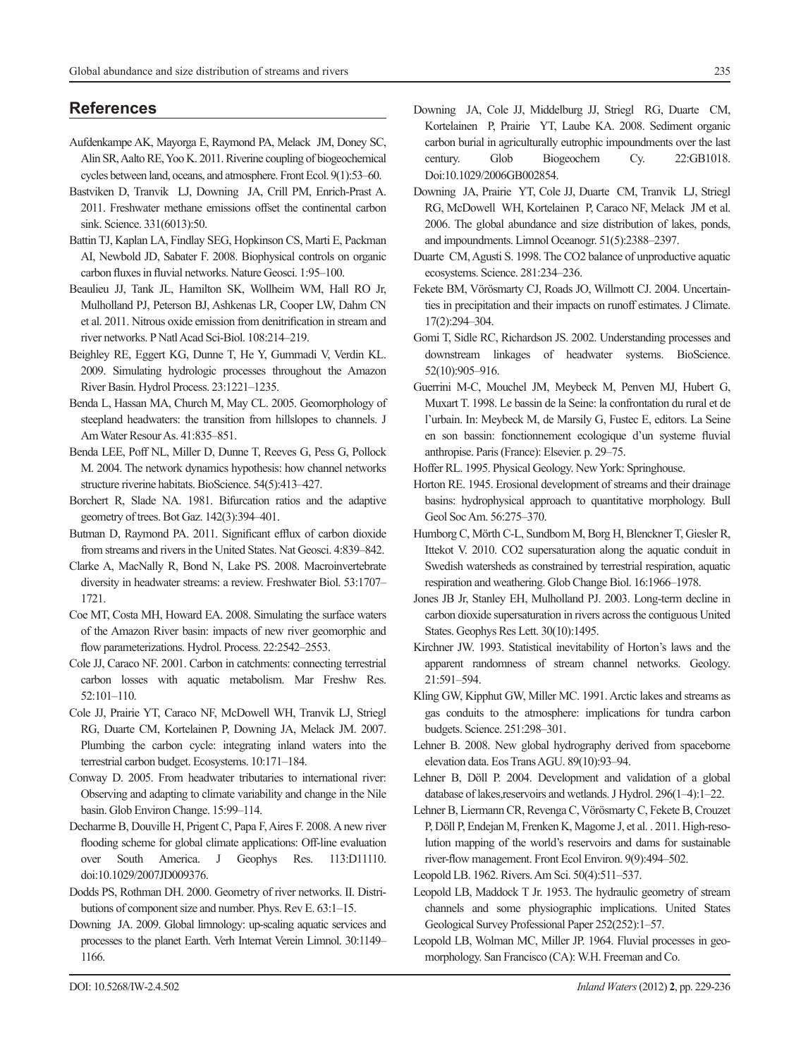## References

Aufdenkampe AK, Mayorga E, Raymond PA, Melack JM, Doney SC, Alin SR, Aalto RE, Yoo K. 2011. Riverine coupling of biogeochemical cycles between land, oceans, and atmosphere. Front Ecol. 9(1):53–60.

Bastviken D, Tranvik LJ, Downing JA, Crill PM, Enrich-Prast A. 2011. Freshwater methane emissions offset the continental carbon sink. Science. 331(6013):50.

Battin TJ, Kaplan LA, Findlay SEG, Hopkinson CS, Marti E, Packman AI, Newbold JD, Sabater F. 2008. Biophysical controls on organic carbon fluxes in fluvial networks. Nature Geosci. 1:95–100.

Beaulieu JJ, Tank JL, Hamilton SK, Wollheim WM, Hall RO Jr, Mulholland PJ, Peterson BJ, Ashkenas LR, Cooper LW, Dahm CN et al. 2011. Nitrous oxide emission from denitrification in stream and river networks. P Natl Acad Sci-Biol. 108:214–219.

Beighley RE, Eggert KG, Dunne T, He Y, Gummadi V, Verdin KL. 2009. Simulating hydrologic processes throughout the Amazon River Basin. Hydrol Process. 23:1221–1235.

Benda L, Hassan MA, Church M, May CL. 2005. Geomorphology of steepland headwaters: the transition from hillslopes to channels. J Am Water Resour As. 41:835–851.

Benda LEE, Poff NL, Miller D, Dunne T, Reeves G, Pess G, Pollock M. 2004. The network dynamics hypothesis: how channel networks structure riverine habitats. BioScience. 54(5):413–427.

Borchert R, Slade NA. 1981. Bifurcation ratios and the adaptive geometry of trees. Bot Gaz. 142(3):394–401.

Butman D, Raymond PA. 2011. Significant efflux of carbon dioxide from streams and rivers in the United States. Nat Geosci. 4:839–842.

Clarke A, MacNally R, Bond N, Lake PS. 2008. Macroinvertebrate diversity in headwater streams: a review. Freshwater Biol. 53:1707–1721.

Coe MT, Costa MH, Howard EA. 2008. Simulating the surface waters of the Amazon River basin: impacts of new river geomorphic and flow parameterizations. Hydrol. Process. 22:2542–2553.

Cole JJ, Caraco NF. 2001. Carbon in catchments: connecting terrestrial carbon losses with aquatic metabolism. Mar Freshw Res. 52:101–110.

Cole JJ, Prairie YT, Caraco NF, McDowell WH, Tranvik LJ, Striegl RG, Duarte CM, Kortelainen P, Downing JA, Melack JM. 2007. Plumbing the carbon cycle: integrating inland waters into the terrestrial carbon budget. Ecosystems. 10:171–184.

Conway D. 2005. From headwater tributaries to international river: Observing and adapting to climate variability and change in the Nile basin. Glob Environ Change. 15:99–114.

Decharme B, Douville H, Prigent C, Papa F, Aires F. 2008. A new river flooding scheme for global climate applications: Off-line evaluation over South America. J Geophys Res. 113:D11110. doi:10.1029/2007JD009376.

Dodds PS, Rothman DH. 2000. Geometry of river networks. II. Distributions of component size and number. Phys. Rev E. 63:1–15.

Downing JA. 2009. Global limnology: up-scaling aquatic services and processes to the planet Earth. Verh Internat Verein Limnol. 30:1149–1166.

Downing JA, Cole JJ, Middelburg JJ, Striegl RG, Duarte CM, Kortelainen P, Prairie YT, Laube KA. 2008. Sediment organic carbon burial in agriculturally eutrophic impoundments over the last century. Glob Biogeochem Cy. 22:GB1018. Doi:10.1029/2006GB002854.

Downing JA, Prairie YT, Cole JJ, Duarte CM, Tranvik LJ, Striegl RG, McDowell WH, Kortelainen P, Caraco NF, Melack JM et al. 2006. The global abundance and size distribution of lakes, ponds, and impoundments. Limnol Oceanogr. 51(5):2388–2397.

Duarte CM, Agusti S. 1998. The CO2 balance of unproductive aquatic ecosystems. Science. 281:234–236.

Fekete BM, Vörösmarty CJ, Roads JO, Willmott CJ. 2004. Uncertainties in precipitation and their impacts on runoff estimates. J Climate. 17(2):294–304.

Gomi T, Sidle RC, Richardson JS. 2002. Understanding processes and downstream linkages of headwater systems. BioScience. 52(10):905–916.

Guerrini M-C, Mouchel JM, Meybeck M, Penven MJ, Hubert G, Muxart T. 1998. Le bassin de la Seine: la confrontation du rural et de l'urbain. In: Meybeck M, de Marsily G, Fustec E, editors. La Seine en son bassin: fonctionnement ecologique d'un systeme fluvial anthropise. Paris (France): Elsevier. p. 29–75.

Hoffer RL. 1995. Physical Geology. New York: Springhouse.

Horton RE. 1945. Erosional development of streams and their drainage basins: hydrophysical approach to quantitative morphology. Bull Geol Soc Am. 56:275–370.

Humborg C, Mörth C-L, Sundbom M, Borg H, Blenckner T, Giesler R, Ittekot V. 2010. CO2 supersaturation along the aquatic conduit in Swedish watersheds as constrained by terrestrial respiration, aquatic respiration and weathering. Glob Change Biol. 16:1966–1978.

Jones JB Jr, Stanley EH, Mulholland PJ. 2003. Long-term decline in carbon dioxide supersaturation in rivers across the contiguous United States. Geophys Res Lett. 30(10):1495.

Kirchner JW. 1993. Statistical inevitability of Horton's laws and the apparent randomness of stream channel networks. Geology. 21:591–594.

Kling GW, Kipphut GW, Miller MC. 1991. Arctic lakes and streams as gas conduits to the atmosphere: implications for tundra carbon budgets. Science. 251:298–301.

Lehner B. 2008. New global hydrography derived from spaceborne elevation data. Eos Trans AGU. 89(10):93–94.

Lehner B, Döll P. 2004. Development and validation of a global database of lakes,reservoirs and wetlands. J Hydrol. 296(1–4):1–22.

Lehner B, Liermann CR, Revenga C, Vörösmarty C, Fekete B, Crouzet P, Döll P, Endejan M, Frenken K, Magome J, et al. . 2011. High-resolution mapping of the world's reservoirs and dams for sustainable river-flow management. Front Ecol Environ. 9(9):494–502.

Leopold LB. 1962. Rivers. Am Sci. 50(4):511–537.

Leopold LB, Maddock T Jr. 1953. The hydraulic geometry of stream channels and some physiographic implications. United States Geological Survey Professional Paper 252(252):1–57.

Leopold LB, Wolman MC, Miller JP. 1964. Fluvial processes in geomorphology. San Francisco (CA): W.H. Freeman and Co.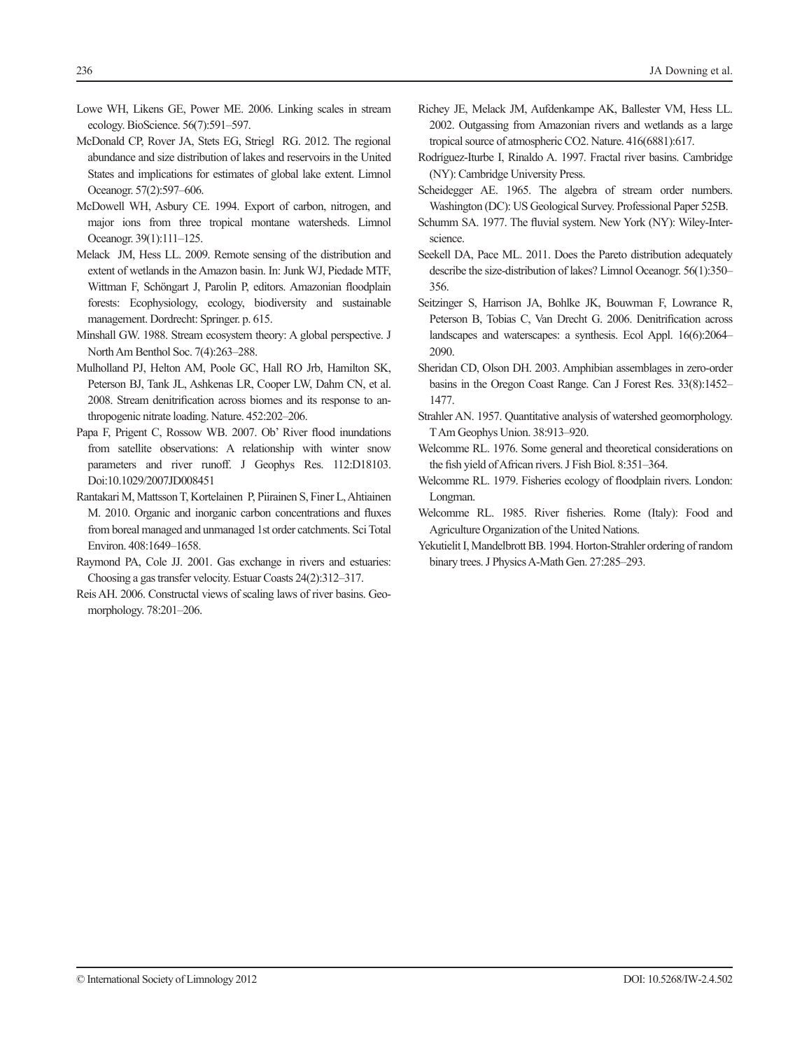Lowe WH, Likens GE, Power ME. 2006. Linking scales in stream ecology. BioScience. 56(7):591–597.

McDonald CP, Rover JA, Stets EG, Striegl RG. 2012. The regional abundance and size distribution of lakes and reservoirs in the United States and implications for estimates of global lake extent. Limnol Oceanogr. 57(2):597–606.

McDowell WH, Asbury CE. 1994. Export of carbon, nitrogen, and major ions from three tropical montane watersheds. Limnol Oceanogr. 39(1):111–125.

Melack JM, Hess LL. 2009. Remote sensing of the distribution and extent of wetlands in the Amazon basin. In: Junk WJ, Piedade MTF, Wittman F, Schöngart J, Parolin P, editors. Amazonian floodplain forests: Ecophysiology, ecology, biodiversity and sustainable management. Dordrecht: Springer. p. 615.

Minshall GW. 1988. Stream ecosystem theory: A global perspective. J North Am Benthol Soc. 7(4):263–288.

Mulholland PJ, Helton AM, Poole GC, Hall RO Jrb, Hamilton SK, Peterson BJ, Tank JL, Ashkenas LR, Cooper LW, Dahm CN, et al. 2008. Stream denitrification across biomes and its response to anthropogenic nitrate loading. Nature. 452:202–206.

Papa F, Prigent C, Rossow WB. 2007. Ob' River flood inundations from satellite observations: A relationship with winter snow parameters and river runoff. J Geophys Res. 112:D18103. Doi:10.1029/2007JD008451

Rantakari M, Mattsson T, Kortelainen P, Piirainen S, Finer L, Ahtiainen M. 2010. Organic and inorganic carbon concentrations and fluxes from boreal managed and unmanaged 1st order catchments. Sci Total Environ. 408:1649–1658.

Raymond PA, Cole JJ. 2001. Gas exchange in rivers and estuaries: Choosing a gas transfer velocity. Estuar Coasts 24(2):312–317.

Reis AH. 2006. Constructal views of scaling laws of river basins. Geomorphology. 78:201–206.

Richey JE, Melack JM, Aufdenkampe AK, Ballester VM, Hess LL. 2002. Outgassing from Amazonian rivers and wetlands as a large tropical source of atmospheric CO2. Nature. 416(6881):617.

Rodríguez-Iturbe I, Rinaldo A. 1997. Fractal river basins. Cambridge (NY): Cambridge University Press.

Scheidegger AE. 1965. The algebra of stream order numbers. Washington (DC): US Geological Survey. Professional Paper 525B.

Schumm SA. 1977. The fluvial system. New York (NY): Wiley-Interscience.

Seekell DA, Pace ML. 2011. Does the Pareto distribution adequately describe the size-distribution of lakes? Limnol Oceanogr. 56(1):350–356.

Seitzinger S, Harrison JA, Bohlke JK, Bouwman F, Lowrance R, Peterson B, Tobias C, Van Drecht G. 2006. Denitrification across landscapes and waterscapes: a synthesis. Ecol Appl. 16(6):2064–2090.

Sheridan CD, Olson DH. 2003. Amphibian assemblages in zero-order basins in the Oregon Coast Range. Can J Forest Res. 33(8):1452–1477.

Strahler AN. 1957. Quantitative analysis of watershed geomorphology. T Am Geophys Union. 38:913–920.

Welcomme RL. 1976. Some general and theoretical considerations on the fish yield of African rivers. J Fish Biol. 8:351–364.

Welcomme RL. 1979. Fisheries ecology of floodplain rivers. London: Longman.

Welcomme RL. 1985. River fisheries. Rome (Italy): Food and Agriculture Organization of the United Nations.

Yekutielit I, Mandelbrott BB. 1994. Horton-Strahler ordering of random binary trees. J Physics A-Math Gen. 27:285–293.